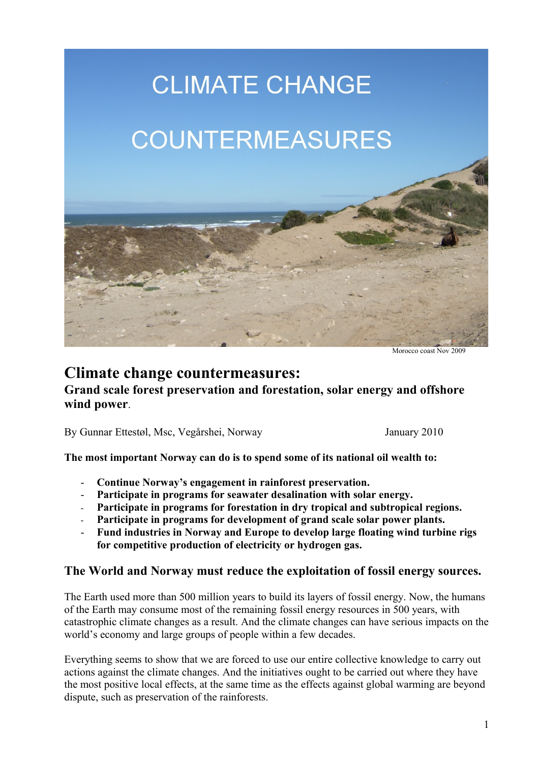CLIMATE CHANGE

COUNTERMEASURES

Morocco coast Nov 2009

# Climate change countermeasures:

**Grand scale forest preservation and forestation, solar energy and offshore wind power.**

By Gunnar Ettestøl, Msc, Vegårshei, Norway January 2010

**The most important Norway can do is to spend some of its national oil wealth to:**

- **Continue Norway's engagement in rainforest preservation.**
- **Participate in programs for seawater desalination with solar energy.**
- **Participate in programs for forestation in dry tropical and subtropical regions.**
- **Participate in programs for development of grand scale solar power plants.**
- **Fund industries in Norway and Europe to develop large floating wind turbine rigs for competitive production of electricity or hydrogen gas.**

## The World and Norway must reduce the exploitation of fossil energy sources.

The Earth used more than 500 million years to build its layers of fossil energy. Now, the humans of the Earth may consume most of the remaining fossil energy resources in 500 years, with catastrophic climate changes as a result. And the climate changes can have serious impacts on the world's economy and large groups of people within a few decades.

Everything seems to show that we are forced to use our entire collective knowledge to carry out actions against the climate changes. And the initiatives ought to be carried out where they have the most positive local effects, at the same time as the effects against global warming are beyond dispute, such as preservation of the rainforests.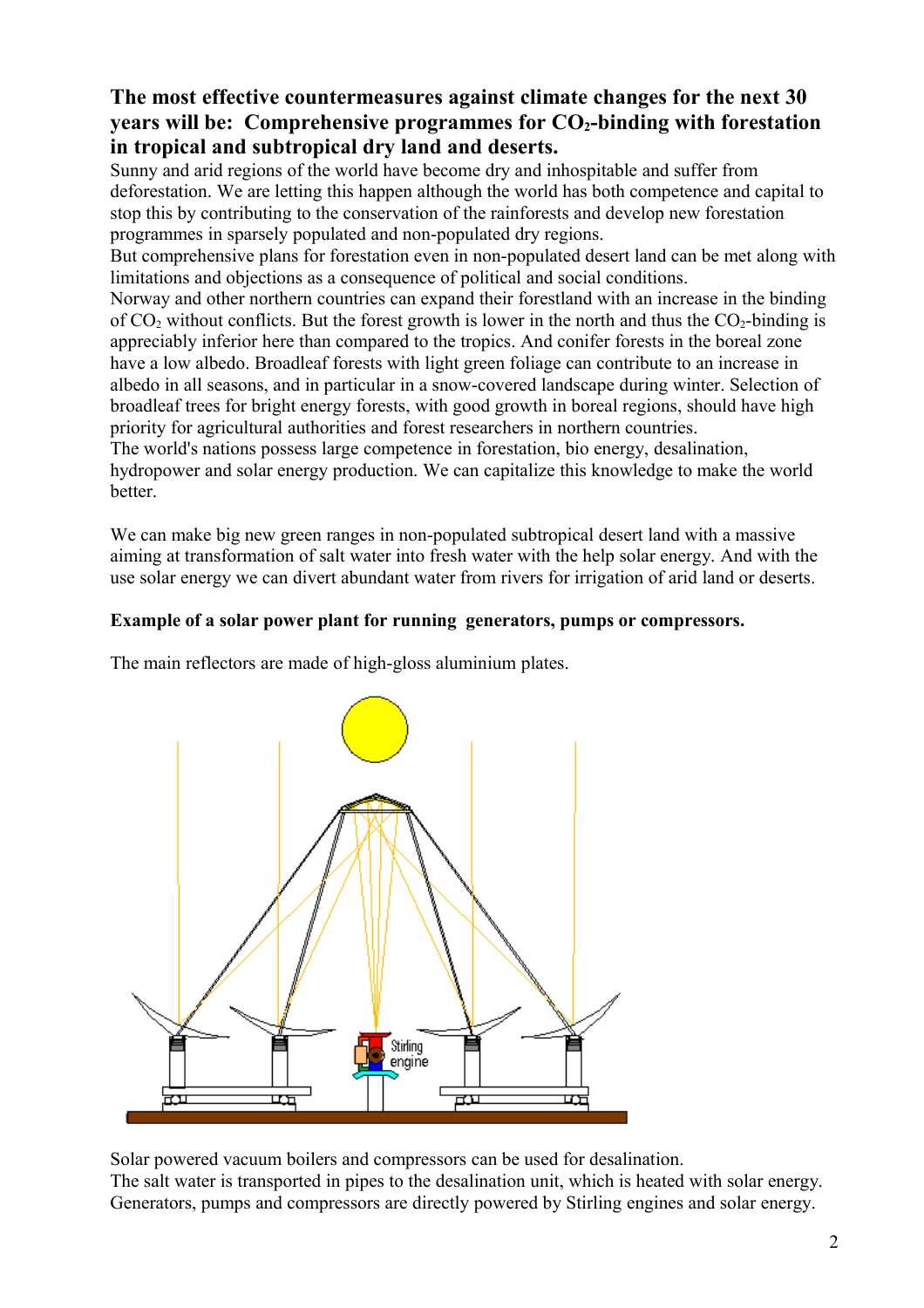**The most effective countermeasures against climate changes for the next 30 years will be: Comprehensive programmes for $CO_2$-binding with forestation in tropical and subtropical dry land and deserts.**

Sunny and arid regions of the world have become dry and inhospitable and suffer from deforestation. We are letting this happen although the world has both competence and capital to stop this by contributing to the conservation of the rainforests and develop new forestation programmes in sparsely populated and non-populated dry regions.

But comprehensive plans for forestation even in non-populated desert land can be met along with limitations and objections as a consequence of political and social conditions.

Norway and other northern countries can expand their forestland with an increase in the binding of $CO_2$ without conflicts. But the forest growth is lower in the north and thus the $CO_2$-binding is appreciably inferior here than compared to the tropics. And conifer forests in the boreal zone have a low albedo. Broadleaf forests with light green foliage can contribute to an increase in albedo in all seasons, and in particular in a snow-covered landscape during winter. Selection of broadleaf trees for bright energy forests, with good growth in boreal regions, should have high priority for agricultural authorities and forest researchers in northern countries.

The world's nations possess large competence in forestation, bio energy, desalination, hydropower and solar energy production. We can capitalize this knowledge to make the world better.

We can make big new green ranges in non-populated subtropical desert land with a massive aiming at transformation of salt water into fresh water with the help solar energy. And with the use solar energy we can divert abundant water from rivers for irrigation of arid land or deserts.

**Example of a solar power plant for running generators, pumps or compressors.**

The main reflectors are made of high-gloss aluminium plates.

Stirling engine

Solar powered vacuum boilers and compressors can be used for desalination.
The salt water is transported in pipes to the desalination unit, which is heated with solar energy.
Generators, pumps and compressors are directly powered by Stirling engines and solar energy.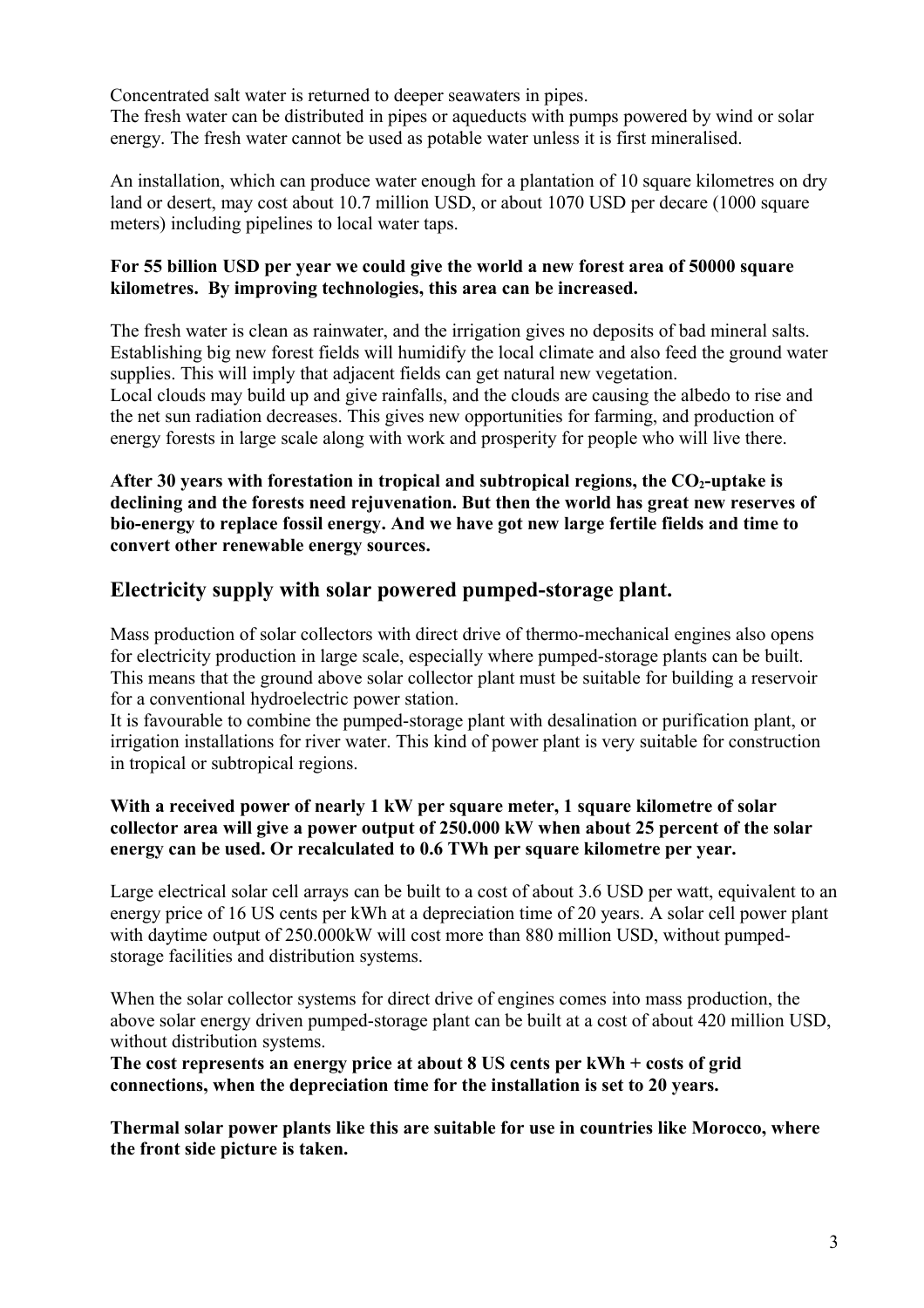Concentrated salt water is returned to deeper seawaters in pipes.
The fresh water can be distributed in pipes or aqueducts with pumps powered by wind or solar energy. The fresh water cannot be used as potable water unless it is first mineralised.

An installation, which can produce water enough for a plantation of 10 square kilometres on dry land or desert, may cost about 10.7 million USD, or about 1070 USD per decare (1000 square meters) including pipelines to local water taps.

**For 55 billion USD per year we could give the world a new forest area of 50000 square kilometres. By improving technologies, this area can be increased.**

The fresh water is clean as rainwater, and the irrigation gives no deposits of bad mineral salts. Establishing big new forest fields will humidify the local climate and also feed the ground water supplies. This will imply that adjacent fields can get natural new vegetation.
Local clouds may build up and give rainfalls, and the clouds are causing the albedo to rise and the net sun radiation decreases. This gives new opportunities for farming, and production of energy forests in large scale along with work and prosperity for people who will live there.

**After 30 years with forestation in tropical and subtropical regions, the $CO_2$-uptake is declining and the forests need rejuvenation. But then the world has great new reserves of bio-energy to replace fossil energy. And we have got new large fertile fields and time to convert other renewable energy sources.**

## Electricity supply with solar powered pumped-storage plant.

Mass production of solar collectors with direct drive of thermo-mechanical engines also opens for electricity production in large scale, especially where pumped-storage plants can be built. This means that the ground above solar collector plant must be suitable for building a reservoir for a conventional hydroelectric power station.
It is favourable to combine the pumped-storage plant with desalination or purification plant, or irrigation installations for river water. This kind of power plant is very suitable for construction in tropical or subtropical regions.

**With a received power of nearly 1 kW per square meter, 1 square kilometre of solar collector area will give a power output of 250.000 kW when about 25 percent of the solar energy can be used. Or recalculated to 0.6 TWh per square kilometre per year.**

Large electrical solar cell arrays can be built to a cost of about 3.6 USD per watt, equivalent to an energy price of 16 US cents per kWh at a depreciation time of 20 years. A solar cell power plant with daytime output of 250.000kW will cost more than 880 million USD, without pumped-storage facilities and distribution systems.

When the solar collector systems for direct drive of engines comes into mass production, the above solar energy driven pumped-storage plant can be built at a cost of about 420 million USD, without distribution systems.
**The cost represents an energy price at about 8 US cents per kWh + costs of grid connections, when the depreciation time for the installation is set to 20 years.**

**Thermal solar power plants like this are suitable for use in countries like Morocco, where the front side picture is taken.**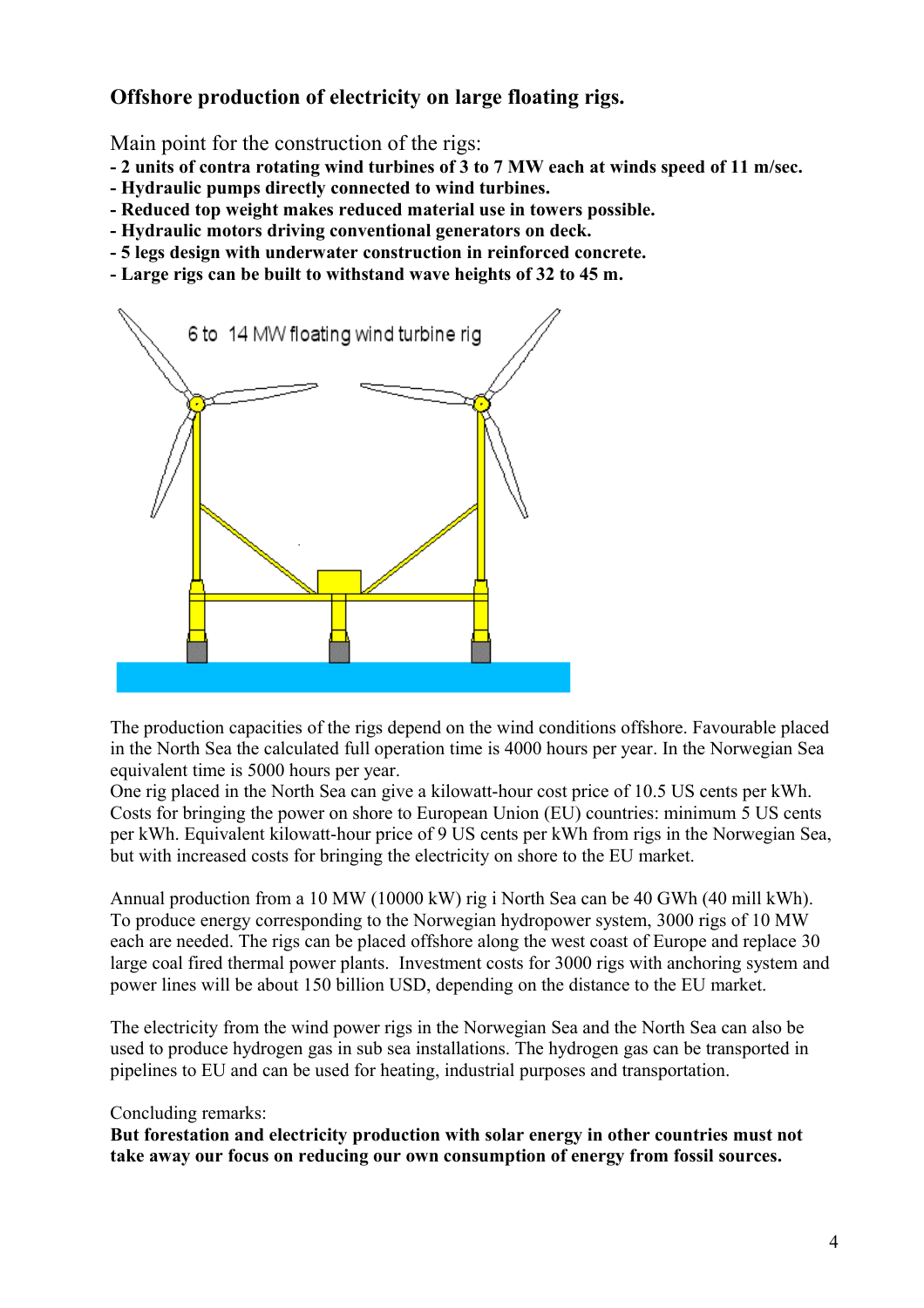## Offshore production of electricity on large floating rigs.

Main point for the construction of the rigs:

- **2 units of contra rotating wind turbines of 3 to 7 MW each at winds speed of 11 m/sec.**
- **Hydraulic pumps directly connected to wind turbines.**
- **Reduced top weight makes reduced material use in towers possible.**
- **Hydraulic motors driving conventional generators on deck.**
- **5 legs design with underwater construction in reinforced concrete.**
- **Large rigs can be built to withstand wave heights of 32 to 45 m.**

6 to 14 MW floating wind turbine rig

The production capacities of the rigs depend on the wind conditions offshore. Favourable placed in the North Sea the calculated full operation time is 4000 hours per year. In the Norwegian Sea equivalent time is 5000 hours per year.
One rig placed in the North Sea can give a kilowatt-hour cost price of 10.5 US cents per kWh. Costs for bringing the power on shore to European Union (EU) countries: minimum 5 US cents per kWh. Equivalent kilowatt-hour price of 9 US cents per kWh from rigs in the Norwegian Sea, but with increased costs for bringing the electricity on shore to the EU market.

Annual production from a 10 MW (10000 kW) rig i North Sea can be 40 GWh (40 mill kWh). To produce energy corresponding to the Norwegian hydropower system, 3000 rigs of 10 MW each are needed. The rigs can be placed offshore along the west coast of Europe and replace 30 large coal fired thermal power plants. Investment costs for 3000 rigs with anchoring system and power lines will be about 150 billion USD, depending on the distance to the EU market.

The electricity from the wind power rigs in the Norwegian Sea and the North Sea can also be used to produce hydrogen gas in sub sea installations. The hydrogen gas can be transported in pipelines to EU and can be used for heating, industrial purposes and transportation.

Concluding remarks:
**But forestation and electricity production with solar energy in other countries must not take away our focus on reducing our own consumption of energy from fossil sources.**